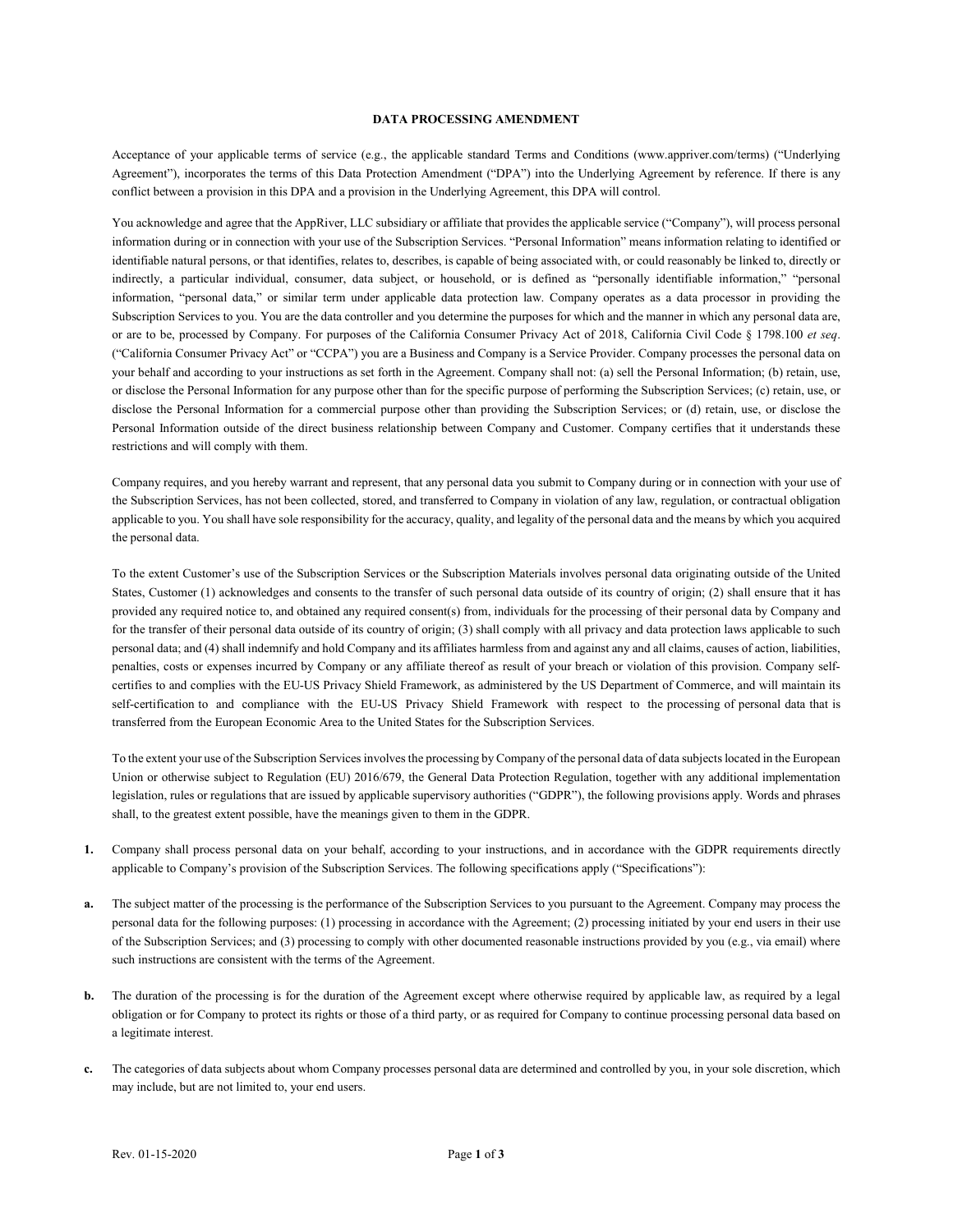# DATA PROCESSING AMENDMENT

Acceptance of your applicable terms of service (e.g., the applicable standard Terms and Conditions (www.appriver.com/terms) ("Underlying Agreement"), incorporates the terms of this Data Protection Amendment ("DPA") into the Underlying Agreement by reference. If there is any conflict between a provision in this DPA and a provision in the Underlying Agreement, this DPA will control.

You acknowledge and agree that the AppRiver, LLC subsidiary or affiliate that provides the applicable service ("Company"), will process personal information during or in connection with your use of the Subscription Services. "Personal Information" means information relating to identified or identifiable natural persons, or that identifies, relates to, describes, is capable of being associated with, or could reasonably be linked to, directly or indirectly, a particular individual, consumer, data subject, or household, or is defined as "personally identifiable information," "personal information, "personal data," or similar term under applicable data protection law. Company operates as a data processor in providing the Subscription Services to you. You are the data controller and you determine the purposes for which and the manner in which any personal data are, or are to be, processed by Company. For purposes of the California Consumer Privacy Act of 2018, California Civil Code § 1798.100 *et seq*. ("California Consumer Privacy Act" or "CCPA") you are a Business and Company is a Service Provider. Company processes the personal data on your behalf and according to your instructions as set forth in the Agreement. Company shall not: (a) sell the Personal Information; (b) retain, use, or disclose the Personal Information for any purpose other than for the specific purpose of performing the Subscription Services; (c) retain, use, or disclose the Personal Information for a commercial purpose other than providing the Subscription Services; or (d) retain, use, or disclose the Personal Information outside of the direct business relationship between Company and Customer. Company certifies that it understands these restrictions and will comply with them.

Company requires, and you hereby warrant and represent, that any personal data you submit to Company during or in connection with your use of the Subscription Services, has not been collected, stored, and transferred to Company in violation of any law, regulation, or contractual obligation applicable to you. You shall have sole responsibility for the accuracy, quality, and legality of the personal data and the means by which you acquired the personal data.

To the extent Customer's use of the Subscription Services or the Subscription Materials involves personal data originating outside of the United States, Customer (1) acknowledges and consents to the transfer of such personal data outside of its country of origin; (2) shall ensure that it has provided any required notice to, and obtained any required consent(s) from, individuals for the processing of their personal data by Company and for the transfer of their personal data outside of its country of origin; (3) shall comply with all privacy and data protection laws applicable to such personal data; and (4) shall indemnify and hold Company and its affiliates harmless from and against any and all claims, causes of action, liabilities, penalties, costs or expenses incurred by Company or any affiliate thereof as result of your breach or violation of this provision. Company self-certifies to and complies with the EU-US Privacy Shield Framework, as administered by the US Department of Commerce, and will maintain its self-certification to and compliance with the EU-US Privacy Shield Framework with respect to the processing of personal data that is transferred from the European Economic Area to the United States for the Subscription Services.

To the extent your use of the Subscription Services involves the processing by Company of the personal data of data subjects located in the European Union or otherwise subject to Regulation (EU) 2016/679, the General Data Protection Regulation, together with any additional implementation legislation, rules or regulations that are issued by applicable supervisory authorities ("GDPR"), the following provisions apply. Words and phrases shall, to the greatest extent possible, have the meanings given to them in the GDPR.

**1.** Company shall process personal data on your behalf, according to your instructions, and in accordance with the GDPR requirements directly applicable to Company's provision of the Subscription Services. The following specifications apply ("Specifications"):

**a.** The subject matter of the processing is the performance of the Subscription Services to you pursuant to the Agreement. Company may process the personal data for the following purposes: (1) processing in accordance with the Agreement; (2) processing initiated by your end users in their use of the Subscription Services; and (3) processing to comply with other documented reasonable instructions provided by you (e.g., via email) where such instructions are consistent with the terms of the Agreement.

**b.** The duration of the processing is for the duration of the Agreement except where otherwise required by applicable law, as required by a legal obligation or for Company to protect its rights or those of a third party, or as required for Company to continue processing personal data based on a legitimate interest.

**c.** The categories of data subjects about whom Company processes personal data are determined and controlled by you, in your sole discretion, which may include, but are not limited to, your end users.

Rev. 01-15-2020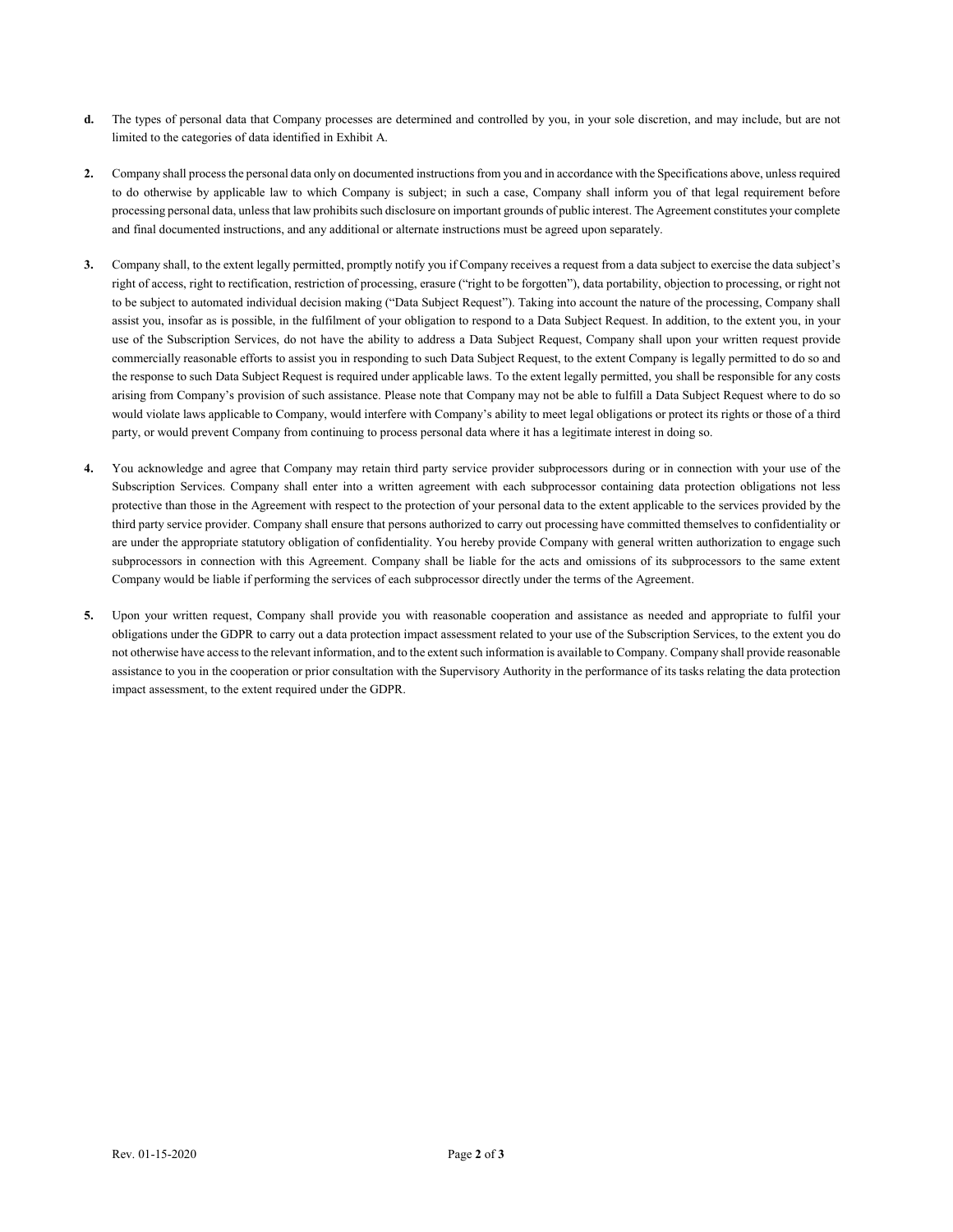**d.** The types of personal data that Company processes are determined and controlled by you, in your sole discretion, and may include, but are not limited to the categories of data identified in Exhibit A.

**2.** Company shall process the personal data only on documented instructions from you and in accordance with the Specifications above, unless required to do otherwise by applicable law to which Company is subject; in such a case, Company shall inform you of that legal requirement before processing personal data, unless that law prohibits such disclosure on important grounds of public interest. The Agreement constitutes your complete and final documented instructions, and any additional or alternate instructions must be agreed upon separately.

**3.** Company shall, to the extent legally permitted, promptly notify you if Company receives a request from a data subject to exercise the data subject's right of access, right to rectification, restriction of processing, erasure ("right to be forgotten"), data portability, objection to processing, or right not to be subject to automated individual decision making ("Data Subject Request"). Taking into account the nature of the processing, Company shall assist you, insofar as is possible, in the fulfilment of your obligation to respond to a Data Subject Request. In addition, to the extent you, in your use of the Subscription Services, do not have the ability to address a Data Subject Request, Company shall upon your written request provide commercially reasonable efforts to assist you in responding to such Data Subject Request, to the extent Company is legally permitted to do so and the response to such Data Subject Request is required under applicable laws. To the extent legally permitted, you shall be responsible for any costs arising from Company's provision of such assistance. Please note that Company may not be able to fulfill a Data Subject Request where to do so would violate laws applicable to Company, would interfere with Company's ability to meet legal obligations or protect its rights or those of a third party, or would prevent Company from continuing to process personal data where it has a legitimate interest in doing so.

**4.** You acknowledge and agree that Company may retain third party service provider subprocessors during or in connection with your use of the Subscription Services. Company shall enter into a written agreement with each subprocessor containing data protection obligations not less protective than those in the Agreement with respect to the protection of your personal data to the extent applicable to the services provided by the third party service provider. Company shall ensure that persons authorized to carry out processing have committed themselves to confidentiality or are under the appropriate statutory obligation of confidentiality. You hereby provide Company with general written authorization to engage such subprocessors in connection with this Agreement. Company shall be liable for the acts and omissions of its subprocessors to the same extent Company would be liable if performing the services of each subprocessor directly under the terms of the Agreement.

**5.** Upon your written request, Company shall provide you with reasonable cooperation and assistance as needed and appropriate to fulfil your obligations under the GDPR to carry out a data protection impact assessment related to your use of the Subscription Services, to the extent you do not otherwise have access to the relevant information, and to the extent such information is available to Company. Company shall provide reasonable assistance to you in the cooperation or prior consultation with the Supervisory Authority in the performance of its tasks relating the data protection impact assessment, to the extent required under the GDPR.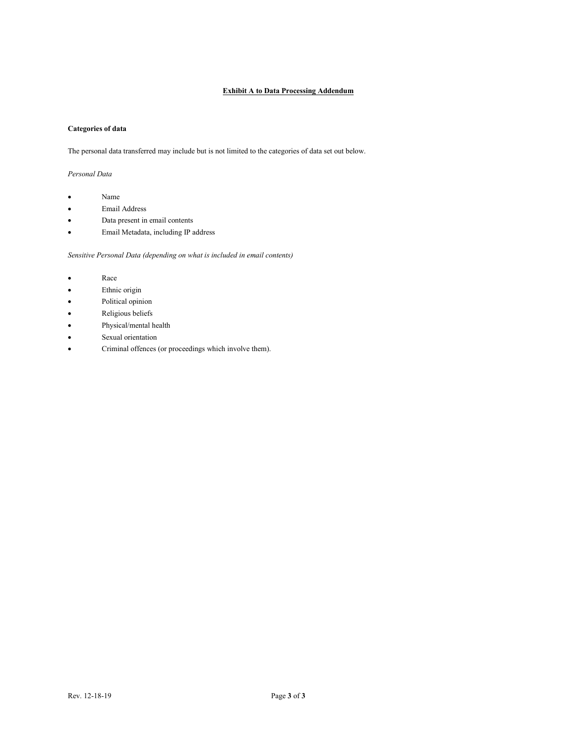## Exhibit A to Data Processing Addendum

**Categories of data**

The personal data transferred may include but is not limited to the categories of data set out below.

*Personal Data*

- Name
- Email Address
- Data present in email contents
- Email Metadata, including IP address

*Sensitive Personal Data (depending on what is included in email contents)*

- Race
- Ethnic origin
- Political opinion
- Religious beliefs
- Physical/mental health
- Sexual orientation
- Criminal offences (or proceedings which involve them).

Rev. 12-18-19